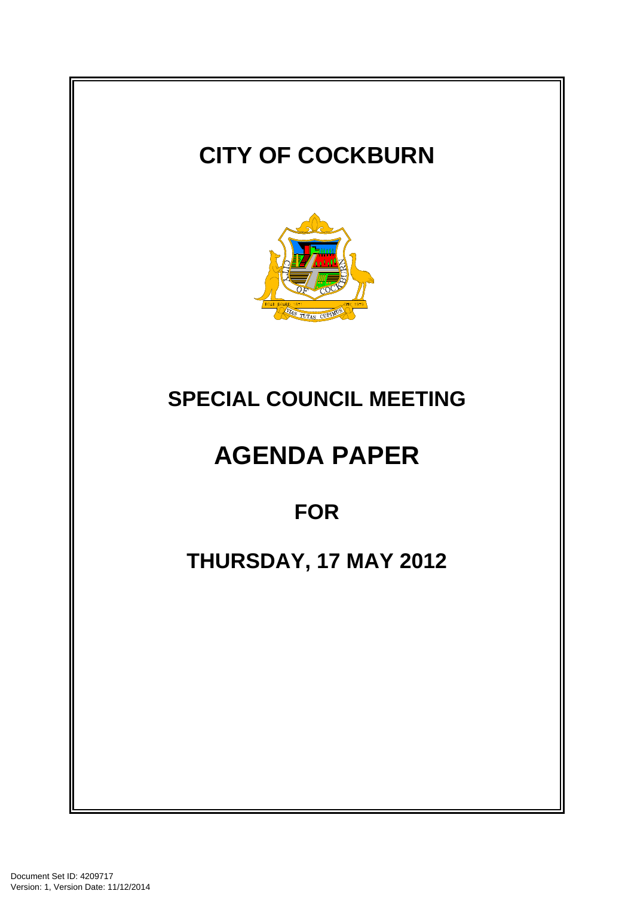# CITY OF COCKBURN

## SPECIAL COUNCIL MEETING

# AGENDA PAPER

## FOR

## THURSDAY, 17 MAY 2012

Document Set ID: 4209717
Version: 1, Version Date: 11/12/2014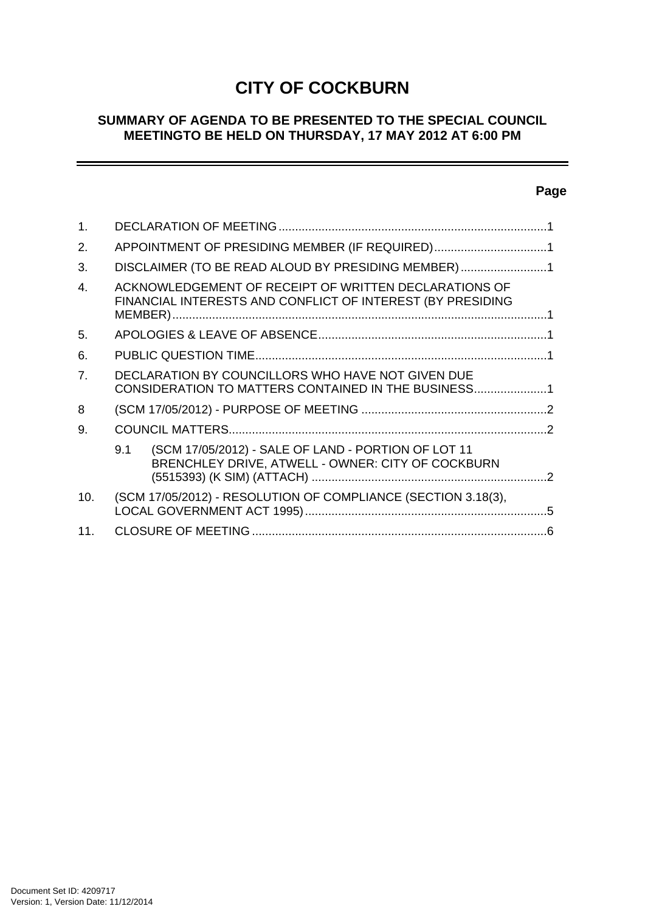# CITY OF COCKBURN

## SUMMARY OF AGENDA TO BE PRESENTED TO THE SPECIAL COUNCIL MEETINGTO BE HELD ON THURSDAY, 17 MAY 2012 AT 6:00 PM

**Page**

1. DECLARATION OF MEETING.................................................................................1
2. APPOINTMENT OF PRESIDING MEMBER (IF REQUIRED)..................................1
3. DISCLAIMER (TO BE READ ALOUD BY PRESIDING MEMBER)..........................1
4. ACKNOWLEDGEMENT OF RECEIPT OF WRITTEN DECLARATIONS OF FINANCIAL INTERESTS AND CONFLICT OF INTEREST (BY PRESIDING MEMBER)...............................................................................................................1
5. APOLOGIES & LEAVE OF ABSENCE....................................................................1
6. PUBLIC QUESTION TIME.......................................................................................1
7. DECLARATION BY COUNCILLORS WHO HAVE NOT GIVEN DUE CONSIDERATION TO MATTERS CONTAINED IN THE BUSINESS......................1
8 (SCM 17/05/2012) - PURPOSE OF MEETING ........................................................2
9. COUNCIL MATTERS................................................................................................2
   - 9.1 (SCM 17/05/2012) - SALE OF LAND - PORTION OF LOT 11 BRENCHLEY DRIVE, ATWELL - OWNER: CITY OF COCKBURN (5515393) (K SIM) (ATTACH) .......................................................................2
10. (SCM 17/05/2012) - RESOLUTION OF COMPLIANCE (SECTION 3.18(3), LOCAL GOVERNMENT ACT 1995).........................................................................5
11. CLOSURE OF MEETING.........................................................................................6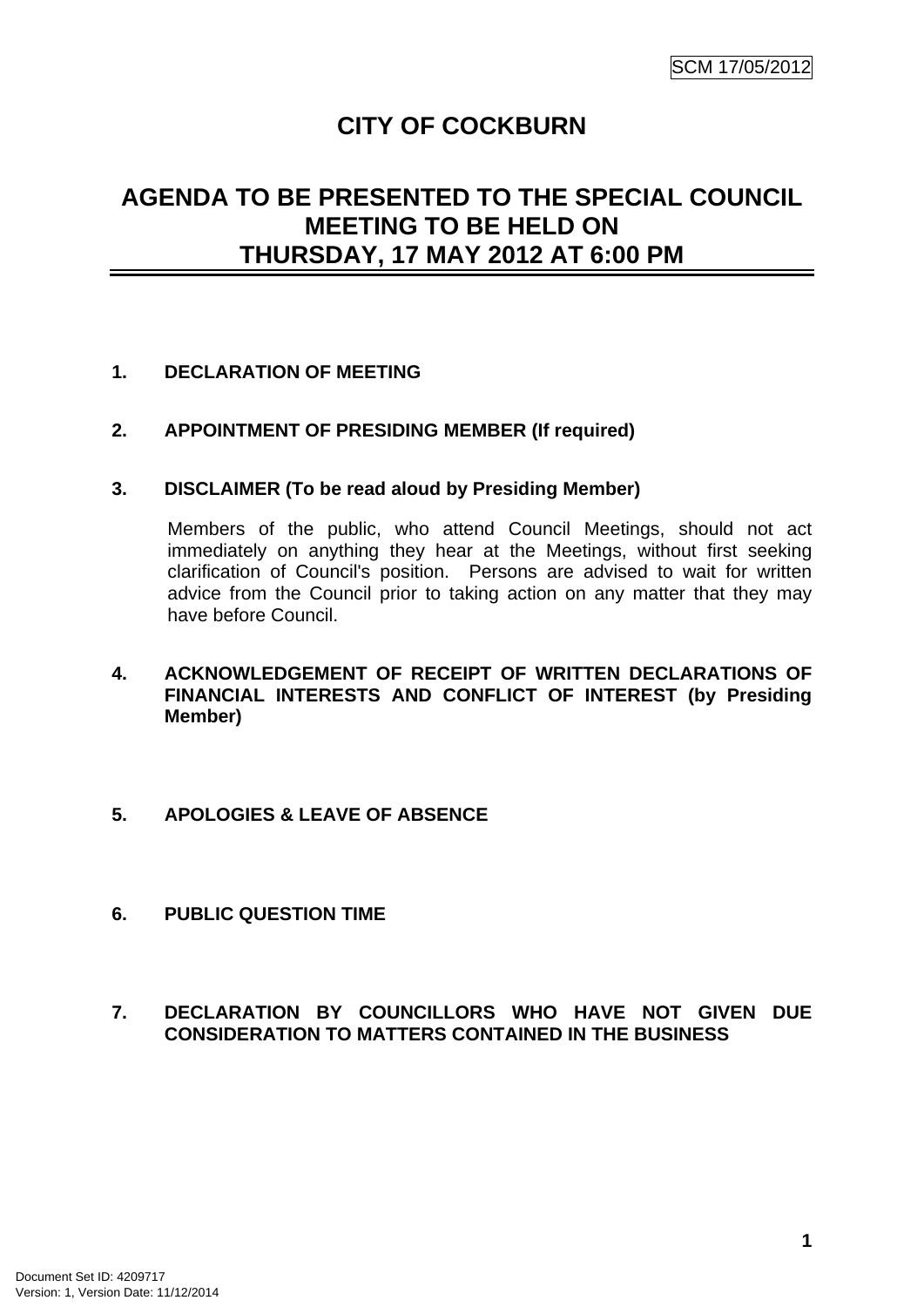# CITY OF COCKBURN

## AGENDA TO BE PRESENTED TO THE SPECIAL COUNCIL MEETING TO BE HELD ON THURSDAY, 17 MAY 2012 AT 6:00 PM

**1. DECLARATION OF MEETING**

**2. APPOINTMENT OF PRESIDING MEMBER (If required)**

**3. DISCLAIMER (To be read aloud by Presiding Member)**

Members of the public, who attend Council Meetings, should not act immediately on anything they hear at the Meetings, without first seeking clarification of Council's position. Persons are advised to wait for written advice from the Council prior to taking action on any matter that they may have before Council.

**4. ACKNOWLEDGEMENT OF RECEIPT OF WRITTEN DECLARATIONS OF FINANCIAL INTERESTS AND CONFLICT OF INTEREST (by Presiding Member)**

**5. APOLOGIES & LEAVE OF ABSENCE**

**6. PUBLIC QUESTION TIME**

**7. DECLARATION BY COUNCILLORS WHO HAVE NOT GIVEN DUE CONSIDERATION TO MATTERS CONTAINED IN THE BUSINESS**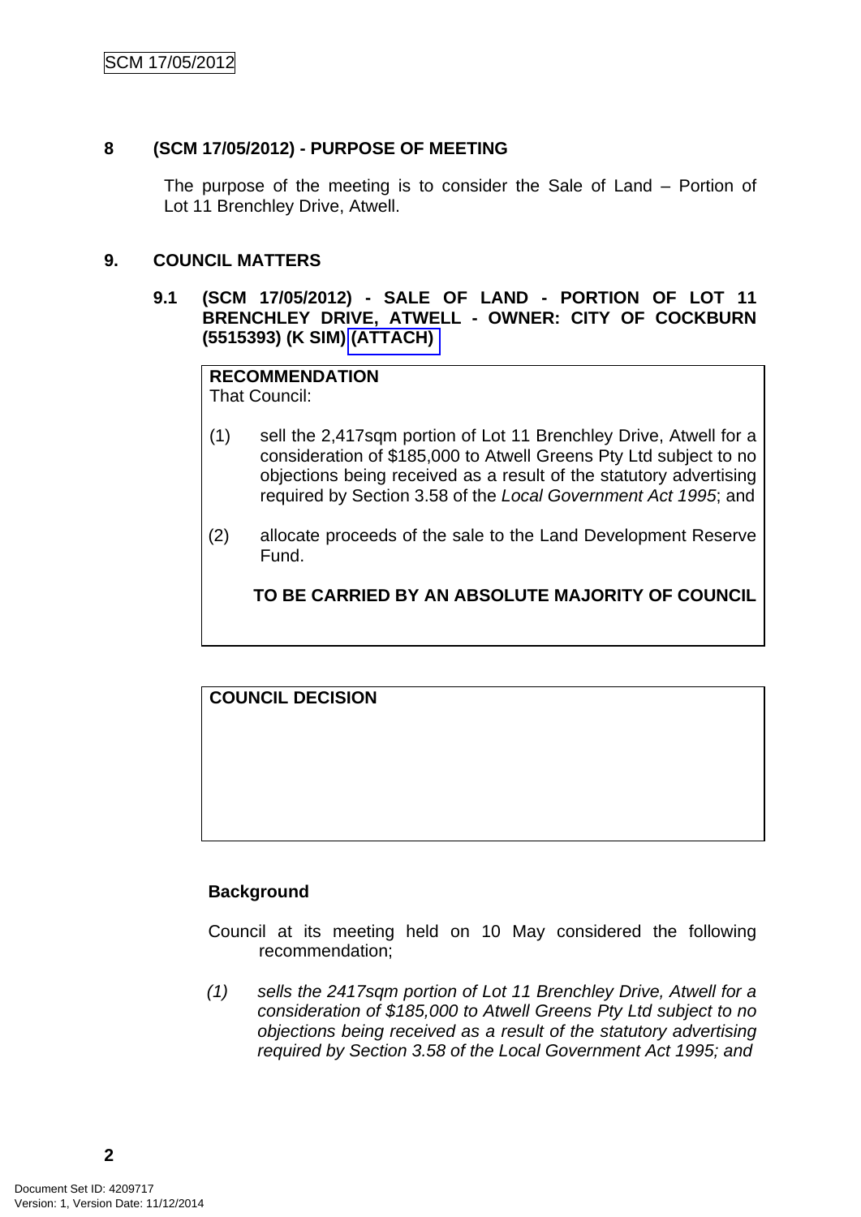## 8 (SCM 17/05/2012) - PURPOSE OF MEETING

The purpose of the meeting is to consider the Sale of Land – Portion of Lot 11 Brenchley Drive, Atwell.

## 9. COUNCIL MATTERS

### 9.1 (SCM 17/05/2012) - SALE OF LAND - PORTION OF LOT 11 BRENCHLEY DRIVE, ATWELL - OWNER: CITY OF COCKBURN (5515393) (K SIM) (ATTACH)

**RECOMMENDATION**
That Council:

(1) sell the 2,417sqm portion of Lot 11 Brenchley Drive, Atwell for a consideration of $185,000 to Atwell Greens Pty Ltd subject to no objections being received as a result of the statutory advertising required by Section 3.58 of the *Local Government Act 1995*; and

(2) allocate proceeds of the sale to the Land Development Reserve Fund.

**TO BE CARRIED BY AN ABSOLUTE MAJORITY OF COUNCIL**

**COUNCIL DECISION**

**Background**

Council at its meeting held on 10 May considered the following recommendation;

*(1) sells the 2417sqm portion of Lot 11 Brenchley Drive, Atwell for a consideration of $185,000 to Atwell Greens Pty Ltd subject to no objections being received as a result of the statutory advertising required by Section 3.58 of the Local Government Act 1995; and*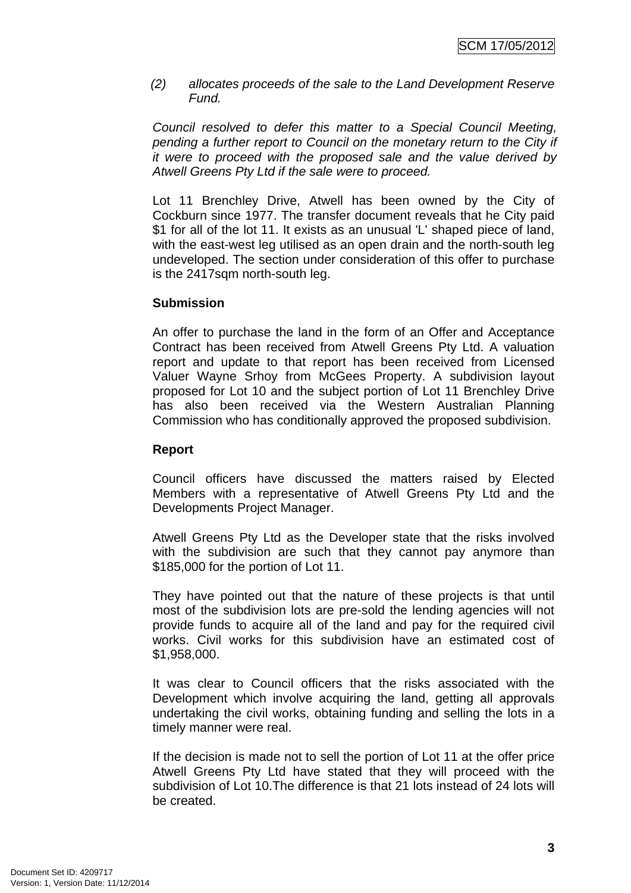(2) *allocates proceeds of the sale to the Land Development Reserve Fund.*

*Council resolved to defer this matter to a Special Council Meeting, pending a further report to Council on the monetary return to the City if it were to proceed with the proposed sale and the value derived by Atwell Greens Pty Ltd if the sale were to proceed.*

Lot 11 Brenchley Drive, Atwell has been owned by the City of Cockburn since 1977. The transfer document reveals that he City paid $1 for all of the lot 11. It exists as an unusual 'L' shaped piece of land, with the east-west leg utilised as an open drain and the north-south leg undeveloped. The section under consideration of this offer to purchase is the 2417sqm north-south leg.

**Submission**

An offer to purchase the land in the form of an Offer and Acceptance Contract has been received from Atwell Greens Pty Ltd. A valuation report and update to that report has been received from Licensed Valuer Wayne Srhoy from McGees Property. A subdivision layout proposed for Lot 10 and the subject portion of Lot 11 Brenchley Drive has also been received via the Western Australian Planning Commission who has conditionally approved the proposed subdivision.

**Report**

Council officers have discussed the matters raised by Elected Members with a representative of Atwell Greens Pty Ltd and the Developments Project Manager.

Atwell Greens Pty Ltd as the Developer state that the risks involved with the subdivision are such that they cannot pay anymore than $185,000 for the portion of Lot 11.

They have pointed out that the nature of these projects is that until most of the subdivision lots are pre-sold the lending agencies will not provide funds to acquire all of the land and pay for the required civil works. Civil works for this subdivision have an estimated cost of $1,958,000.

It was clear to Council officers that the risks associated with the Development which involve acquiring the land, getting all approvals undertaking the civil works, obtaining funding and selling the lots in a timely manner were real.

If the decision is made not to sell the portion of Lot 11 at the offer price Atwell Greens Pty Ltd have stated that they will proceed with the subdivision of Lot 10.The difference is that 21 lots instead of 24 lots will be created.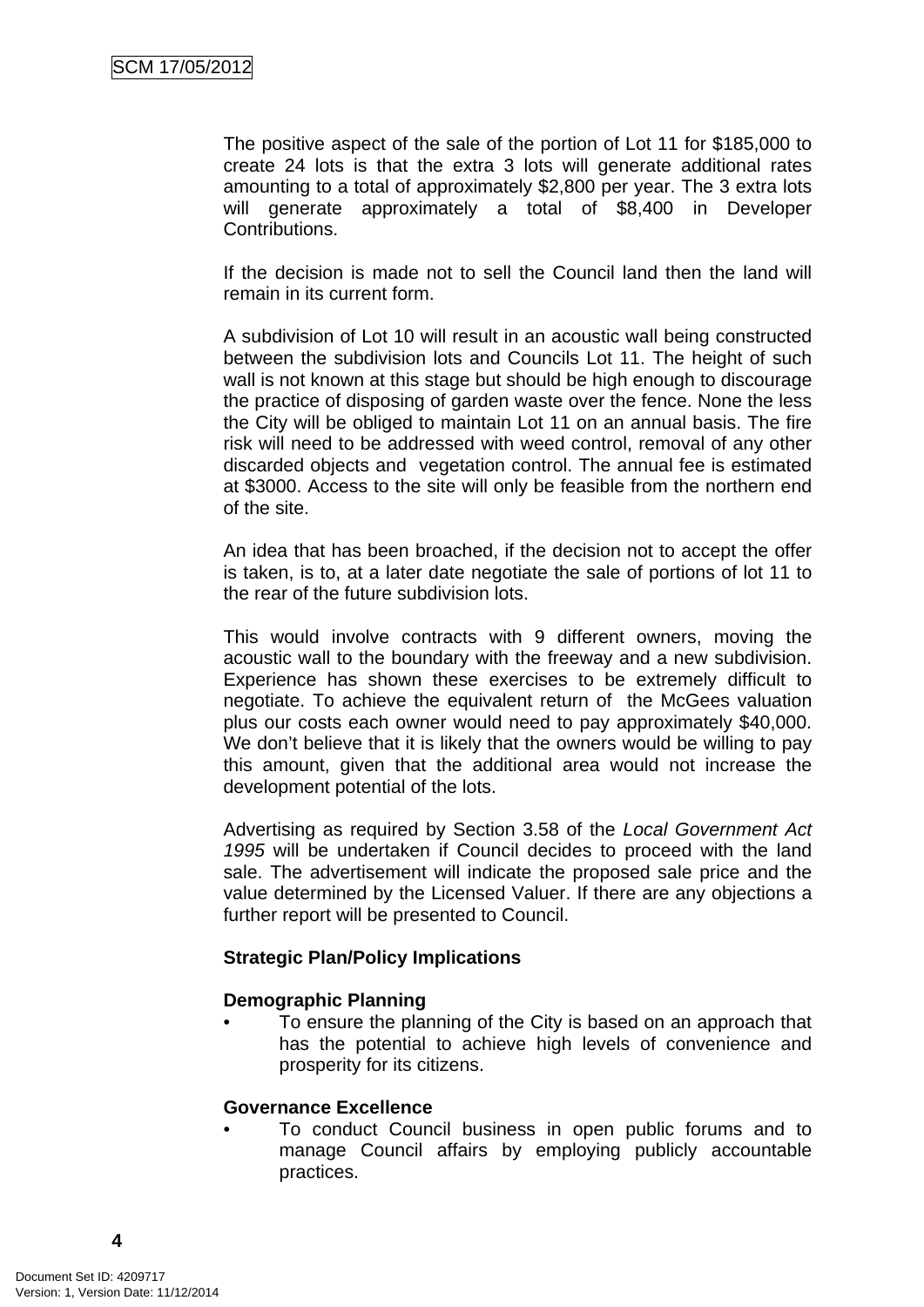The positive aspect of the sale of the portion of Lot 11 for $185,000 to create 24 lots is that the extra 3 lots will generate additional rates amounting to a total of approximately $2,800 per year. The 3 extra lots will generate approximately a total of $8,400 in Developer Contributions.

If the decision is made not to sell the Council land then the land will remain in its current form.

A subdivision of Lot 10 will result in an acoustic wall being constructed between the subdivision lots and Councils Lot 11. The height of such wall is not known at this stage but should be high enough to discourage the practice of disposing of garden waste over the fence. None the less the City will be obliged to maintain Lot 11 on an annual basis. The fire risk will need to be addressed with weed control, removal of any other discarded objects and vegetation control. The annual fee is estimated at $3000. Access to the site will only be feasible from the northern end of the site.

An idea that has been broached, if the decision not to accept the offer is taken, is to, at a later date negotiate the sale of portions of lot 11 to the rear of the future subdivision lots.

This would involve contracts with 9 different owners, moving the acoustic wall to the boundary with the freeway and a new subdivision. Experience has shown these exercises to be extremely difficult to negotiate. To achieve the equivalent return of the McGees valuation plus our costs each owner would need to pay approximately $40,000. We don't believe that it is likely that the owners would be willing to pay this amount, given that the additional area would not increase the development potential of the lots.

Advertising as required by Section 3.58 of the *Local Government Act 1995* will be undertaken if Council decides to proceed with the land sale. The advertisement will indicate the proposed sale price and the value determined by the Licensed Valuer. If there are any objections a further report will be presented to Council.

**Strategic Plan/Policy Implications**

**Demographic Planning**

- To ensure the planning of the City is based on an approach that has the potential to achieve high levels of convenience and prosperity for its citizens.

**Governance Excellence**

- To conduct Council business in open public forums and to manage Council affairs by employing publicly accountable practices.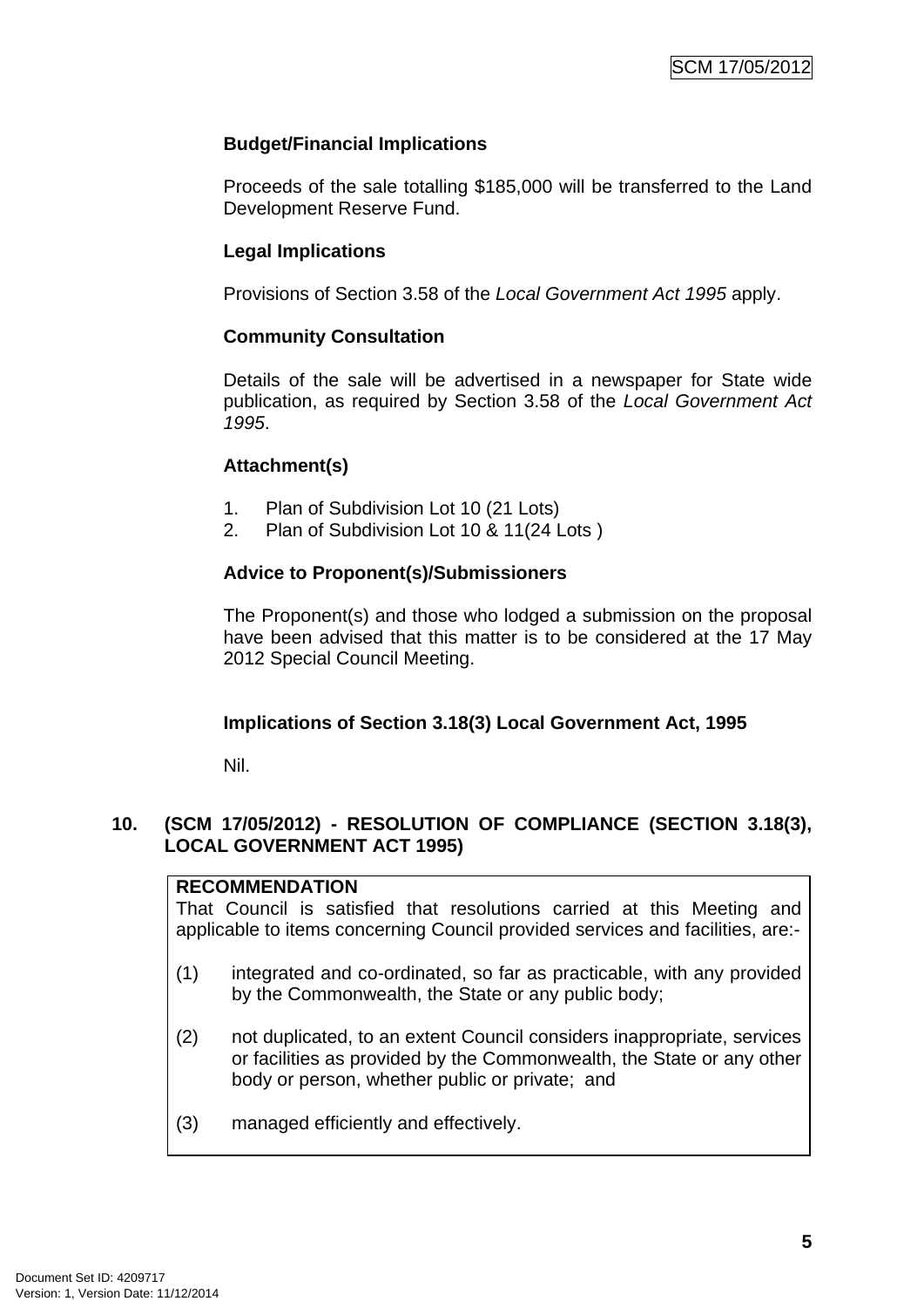**Budget/Financial Implications**

Proceeds of the sale totalling $185,000 will be transferred to the Land Development Reserve Fund.

**Legal Implications**

Provisions of Section 3.58 of the *Local Government Act 1995* apply.

**Community Consultation**

Details of the sale will be advertised in a newspaper for State wide publication, as required by Section 3.58 of the *Local Government Act 1995*.

**Attachment(s)**

1. Plan of Subdivision Lot 10 (21 Lots)
2. Plan of Subdivision Lot 10 & 11(24 Lots )

**Advice to Proponent(s)/Submissioners**

The Proponent(s) and those who lodged a submission on the proposal have been advised that this matter is to be considered at the 17 May 2012 Special Council Meeting.

**Implications of Section 3.18(3) Local Government Act, 1995**

Nil.

## 10. (SCM 17/05/2012) - RESOLUTION OF COMPLIANCE (SECTION 3.18(3), LOCAL GOVERNMENT ACT 1995)

**RECOMMENDATION**

That Council is satisfied that resolutions carried at this Meeting and applicable to items concerning Council provided services and facilities, are:-

(1) integrated and co-ordinated, so far as practicable, with any provided by the Commonwealth, the State or any public body;

(2) not duplicated, to an extent Council considers inappropriate, services or facilities as provided by the Commonwealth, the State or any other body or person, whether public or private; and

(3) managed efficiently and effectively.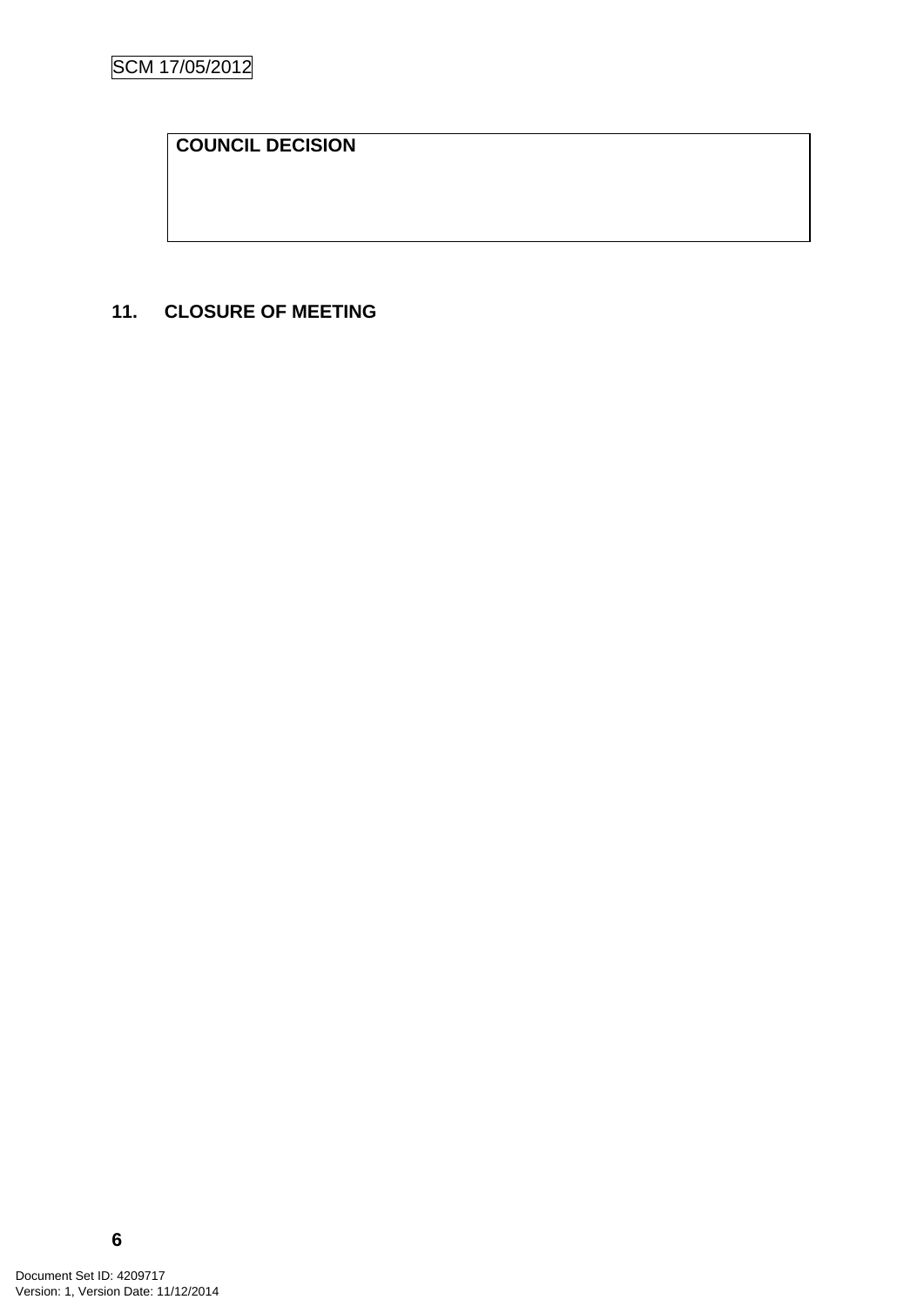| COUNCIL DECISION |
| --- |
| |

## 11. CLOSURE OF MEETING